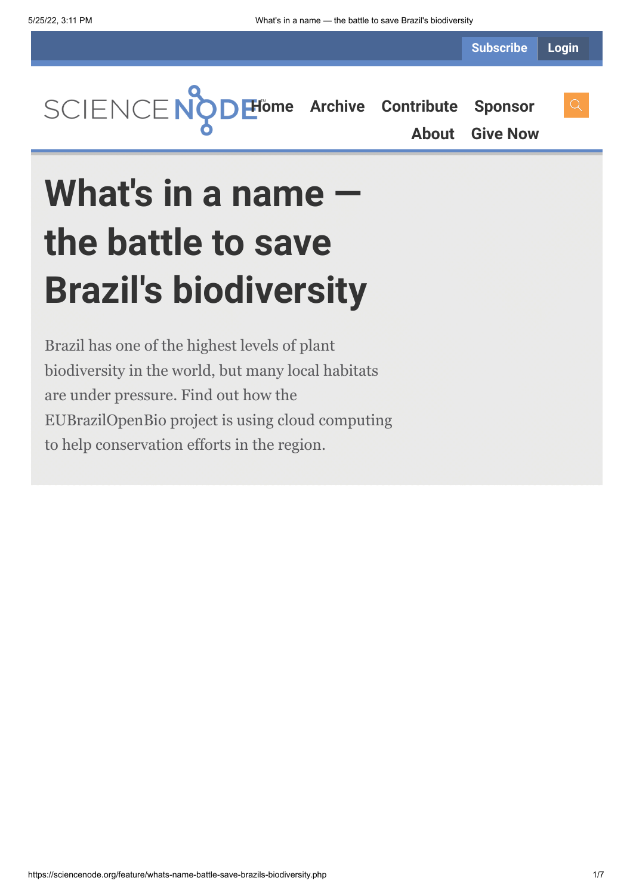# What's in a name — the battle to save Brazil's biodiversity

Brazil has one of the highest levels of plant biodiversity in the world, but many local habitats are under pressure. Find out how the EUBrazilOpenBio project is using cloud computing to help conservation efforts in the region.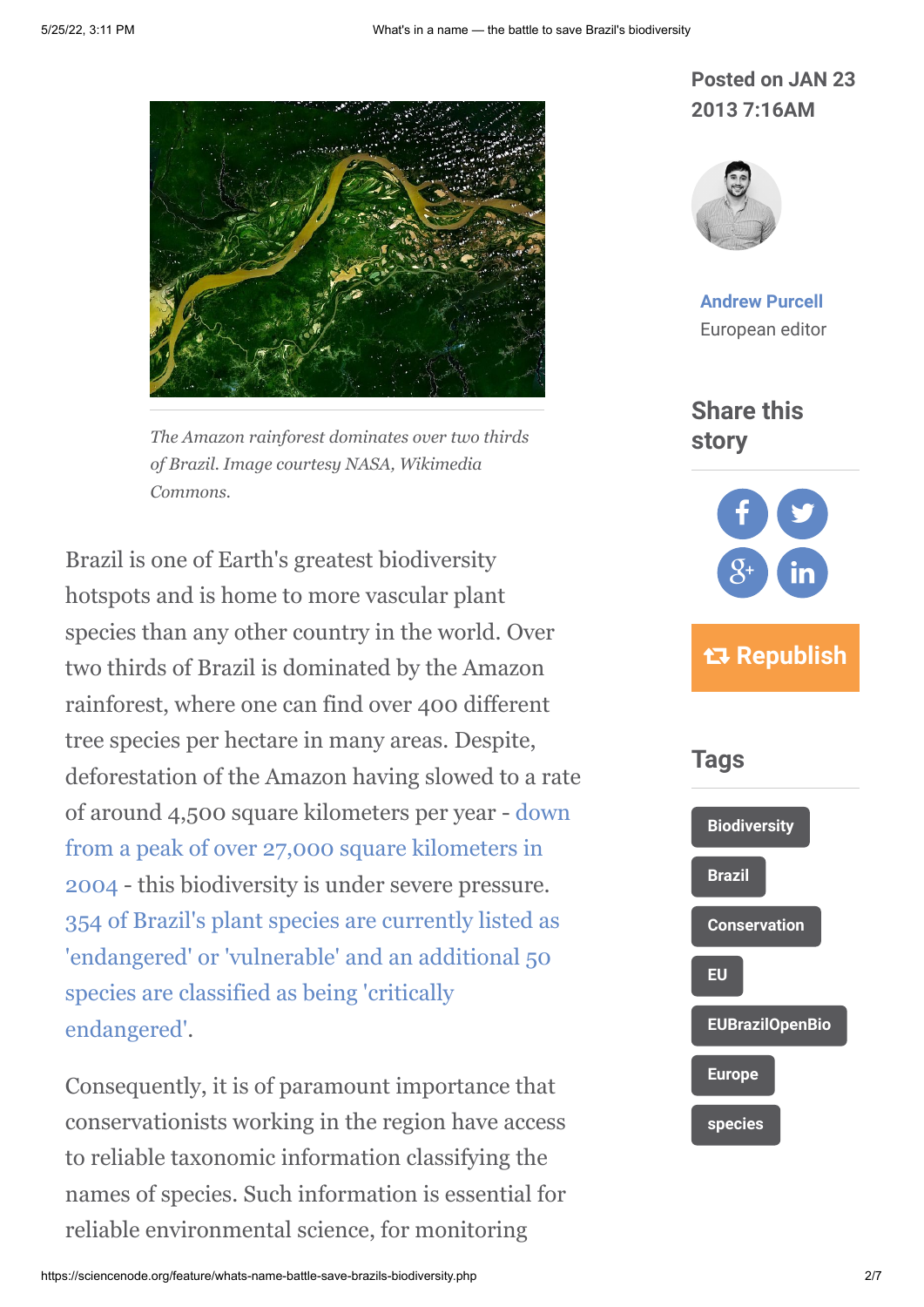*The Amazon rainforest dominates over two thirds of Brazil. Image courtesy NASA, Wikimedia Commons.*

Brazil is one of Earth's greatest biodiversity hotspots and is home to more vascular plant species than any other country in the world. Over two thirds of Brazil is dominated by the Amazon rainforest, where one can find over 400 different tree species per hectare in many areas. Despite, deforestation of the Amazon having slowed to a rate of around 4,500 square kilometers per year - down from a peak of over 27,000 square kilometers in 2004 - this biodiversity is under severe pressure. 354 of Brazil's plant species are currently listed as 'endangered' or 'vulnerable' and an additional 50 species are classified as being 'critically endangered'.

Consequently, it is of paramount importance that conservationists working in the region have access to reliable taxonomic information classifying the names of species. Such information is essential for reliable environmental science, for monitoring

Posted on JAN 23 2013 7:16AM

Andrew Purcell
European editor

## Share this story

Republish

## Tags

- Biodiversity
- Brazil
- Conservation
- EU
- EUBrazilOpenBio
- Europe
- species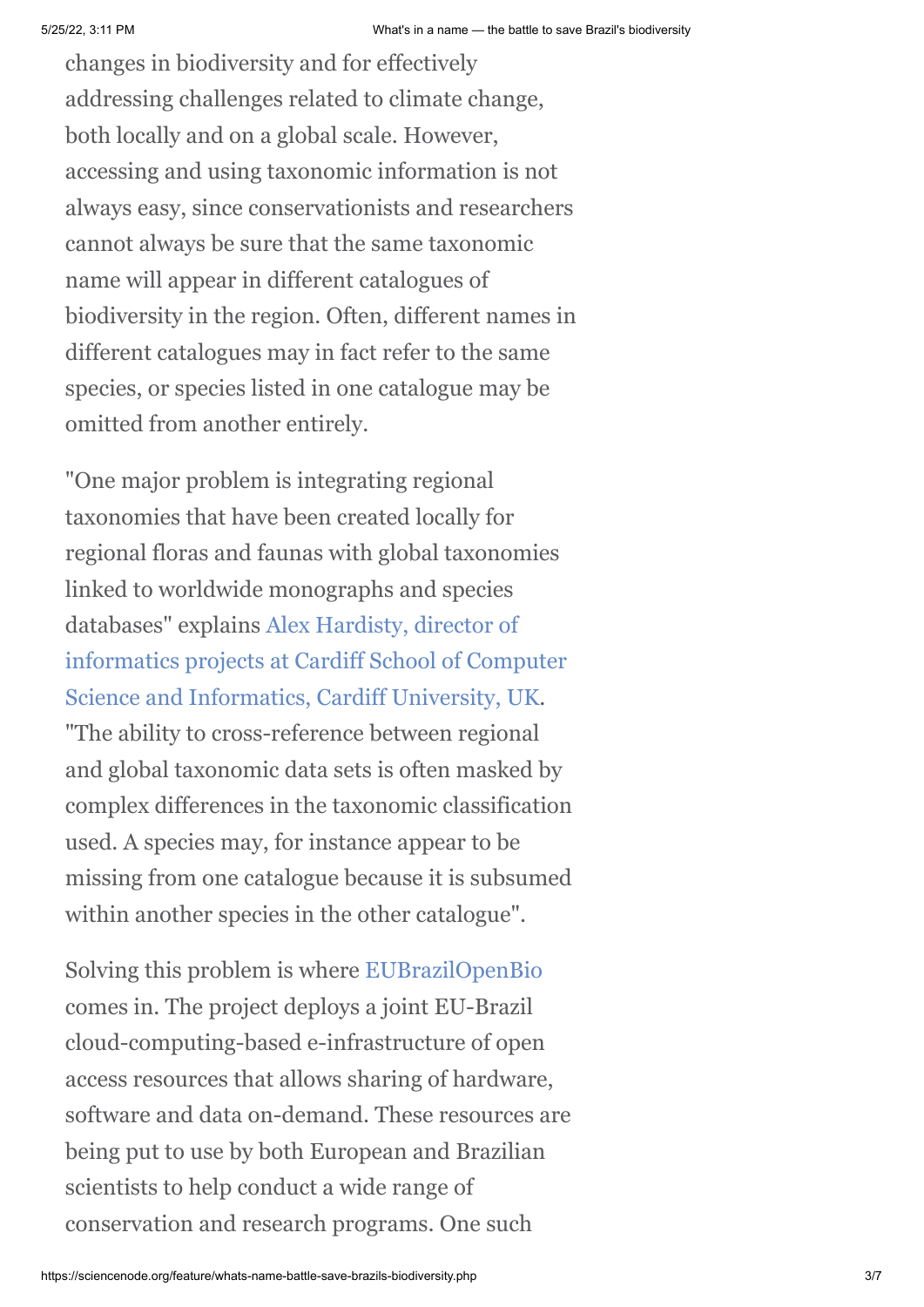changes in biodiversity and for effectively addressing challenges related to climate change, both locally and on a global scale. However, accessing and using taxonomic information is not always easy, since conservationists and researchers cannot always be sure that the same taxonomic name will appear in different catalogues of biodiversity in the region. Often, different names in different catalogues may in fact refer to the same species, or species listed in one catalogue may be omitted from another entirely.

"One major problem is integrating regional taxonomies that have been created locally for regional floras and faunas with global taxonomies linked to worldwide monographs and species databases" explains Alex Hardisty, director of informatics projects at Cardiff School of Computer Science and Informatics, Cardiff University, UK. "The ability to cross-reference between regional and global taxonomic data sets is often masked by complex differences in the taxonomic classification used. A species may, for instance appear to be missing from one catalogue because it is subsumed within another species in the other catalogue".

Solving this problem is where EUBrazilOpenBio comes in. The project deploys a joint EU-Brazil cloud-computing-based e-infrastructure of open access resources that allows sharing of hardware, software and data on-demand. These resources are being put to use by both European and Brazilian scientists to help conduct a wide range of conservation and research programs. One such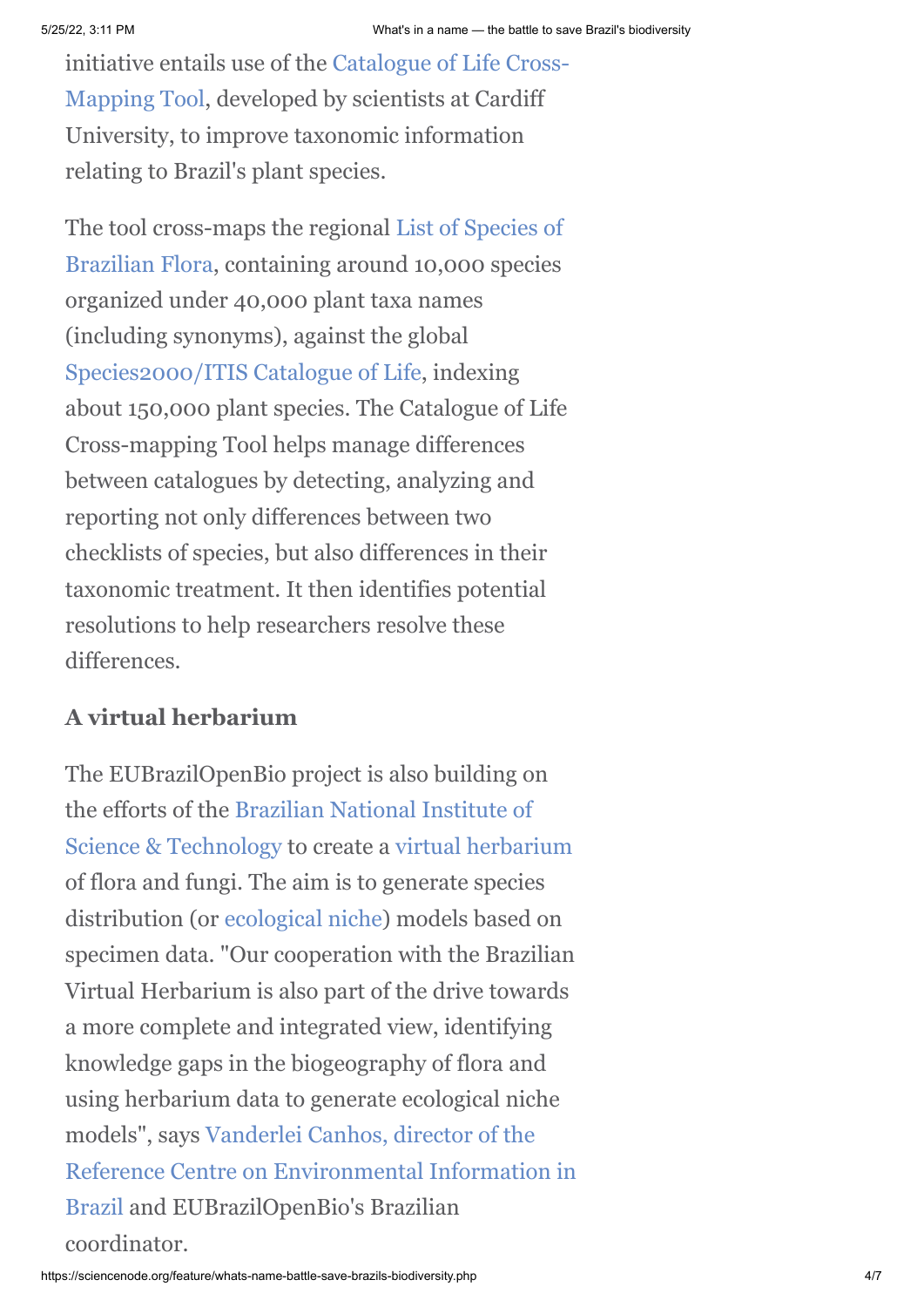initiative entails use of the Catalogue of Life Cross-Mapping Tool, developed by scientists at Cardiff University, to improve taxonomic information relating to Brazil's plant species.

The tool cross-maps the regional List of Species of Brazilian Flora, containing around 10,000 species organized under 40,000 plant taxa names (including synonyms), against the global Species2000/ITIS Catalogue of Life, indexing about 150,000 plant species. The Catalogue of Life Cross-mapping Tool helps manage differences between catalogues by detecting, analyzing and reporting not only differences between two checklists of species, but also differences in their taxonomic treatment. It then identifies potential resolutions to help researchers resolve these differences.

### A virtual herbarium

The EUBrazilOpenBio project is also building on the efforts of the Brazilian National Institute of Science & Technology to create a virtual herbarium of flora and fungi. The aim is to generate species distribution (or ecological niche) models based on specimen data. "Our cooperation with the Brazilian Virtual Herbarium is also part of the drive towards a more complete and integrated view, identifying knowledge gaps in the biogeography of flora and using herbarium data to generate ecological niche models", says Vanderlei Canhos, director of the Reference Centre on Environmental Information in Brazil and EUBrazilOpenBio's Brazilian coordinator.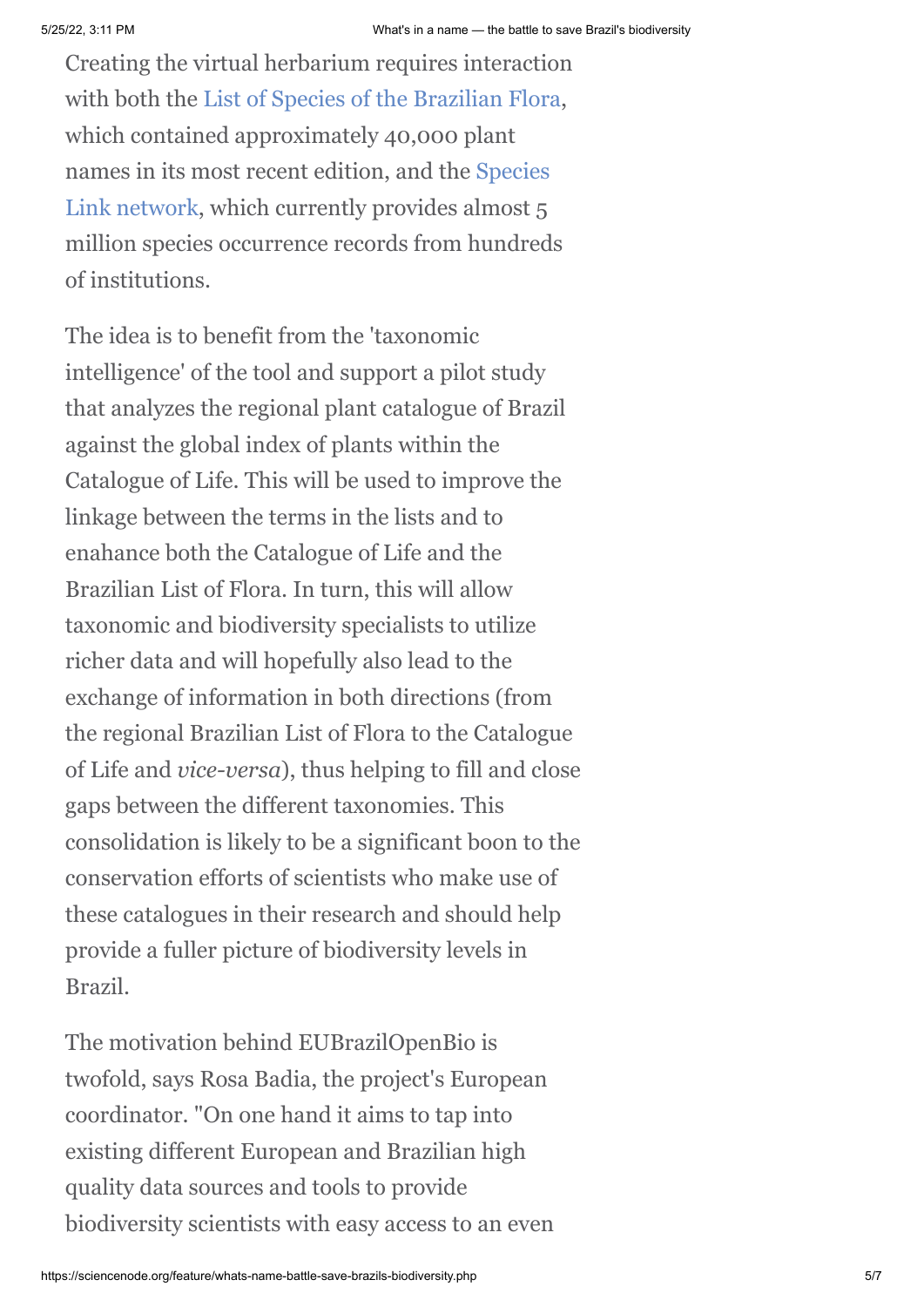Creating the virtual herbarium requires interaction with both the List of Species of the Brazilian Flora, which contained approximately 40,000 plant names in its most recent edition, and the Species Link network, which currently provides almost 5 million species occurrence records from hundreds of institutions.

The idea is to benefit from the 'taxonomic intelligence' of the tool and support a pilot study that analyzes the regional plant catalogue of Brazil against the global index of plants within the Catalogue of Life. This will be used to improve the linkage between the terms in the lists and to enahance both the Catalogue of Life and the Brazilian List of Flora. In turn, this will allow taxonomic and biodiversity specialists to utilize richer data and will hopefully also lead to the exchange of information in both directions (from the regional Brazilian List of Flora to the Catalogue of Life and *vice-versa*), thus helping to fill and close gaps between the different taxonomies. This consolidation is likely to be a significant boon to the conservation efforts of scientists who make use of these catalogues in their research and should help provide a fuller picture of biodiversity levels in Brazil.

The motivation behind EUBrazilOpenBio is twofold, says Rosa Badia, the project's European coordinator. "On one hand it aims to tap into existing different European and Brazilian high quality data sources and tools to provide biodiversity scientists with easy access to an even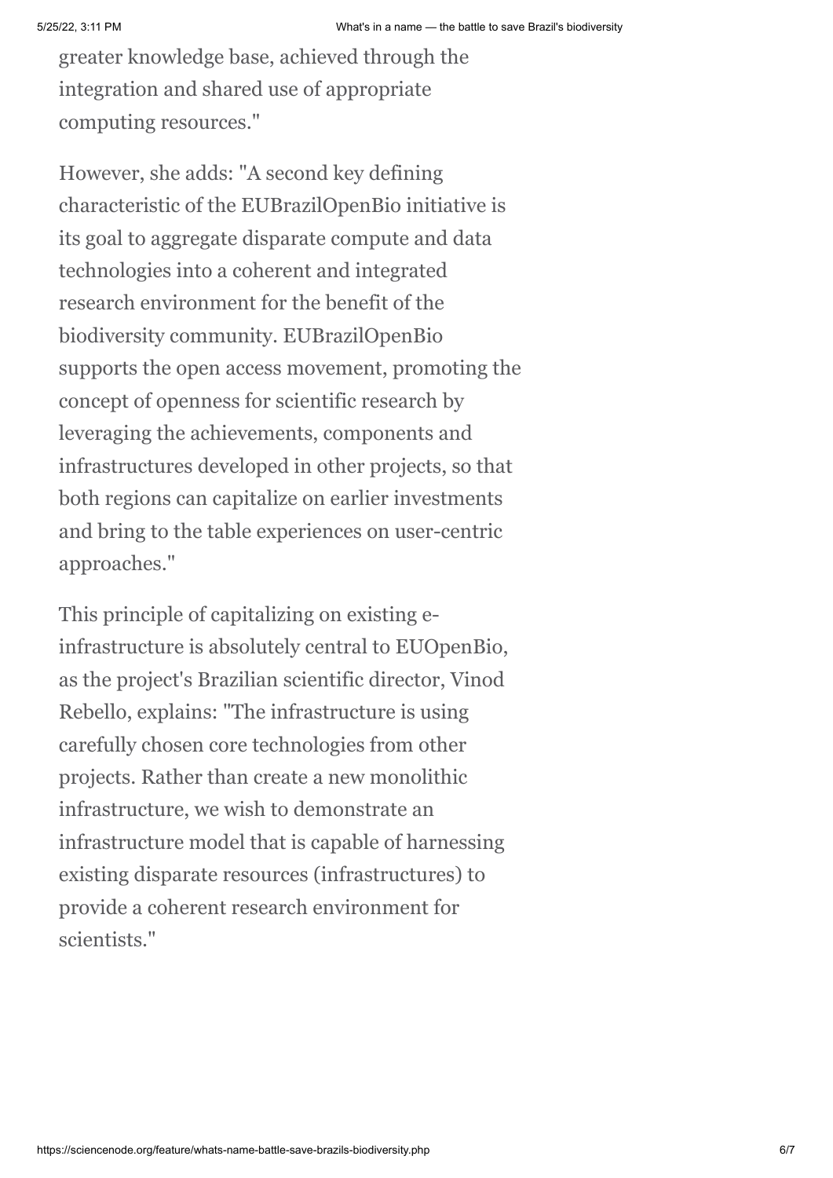greater knowledge base, achieved through the integration and shared use of appropriate computing resources."

However, she adds: "A second key defining characteristic of the EUBrazilOpenBio initiative is its goal to aggregate disparate compute and data technologies into a coherent and integrated research environment for the benefit of the biodiversity community. EUBrazilOpenBio supports the open access movement, promoting the concept of openness for scientific research by leveraging the achievements, components and infrastructures developed in other projects, so that both regions can capitalize on earlier investments and bring to the table experiences on user-centric approaches."

This principle of capitalizing on existing e-infrastructure is absolutely central to EUOpenBio, as the project's Brazilian scientific director, Vinod Rebello, explains: "The infrastructure is using carefully chosen core technologies from other projects. Rather than create a new monolithic infrastructure, we wish to demonstrate an infrastructure model that is capable of harnessing existing disparate resources (infrastructures) to provide a coherent research environment for scientists."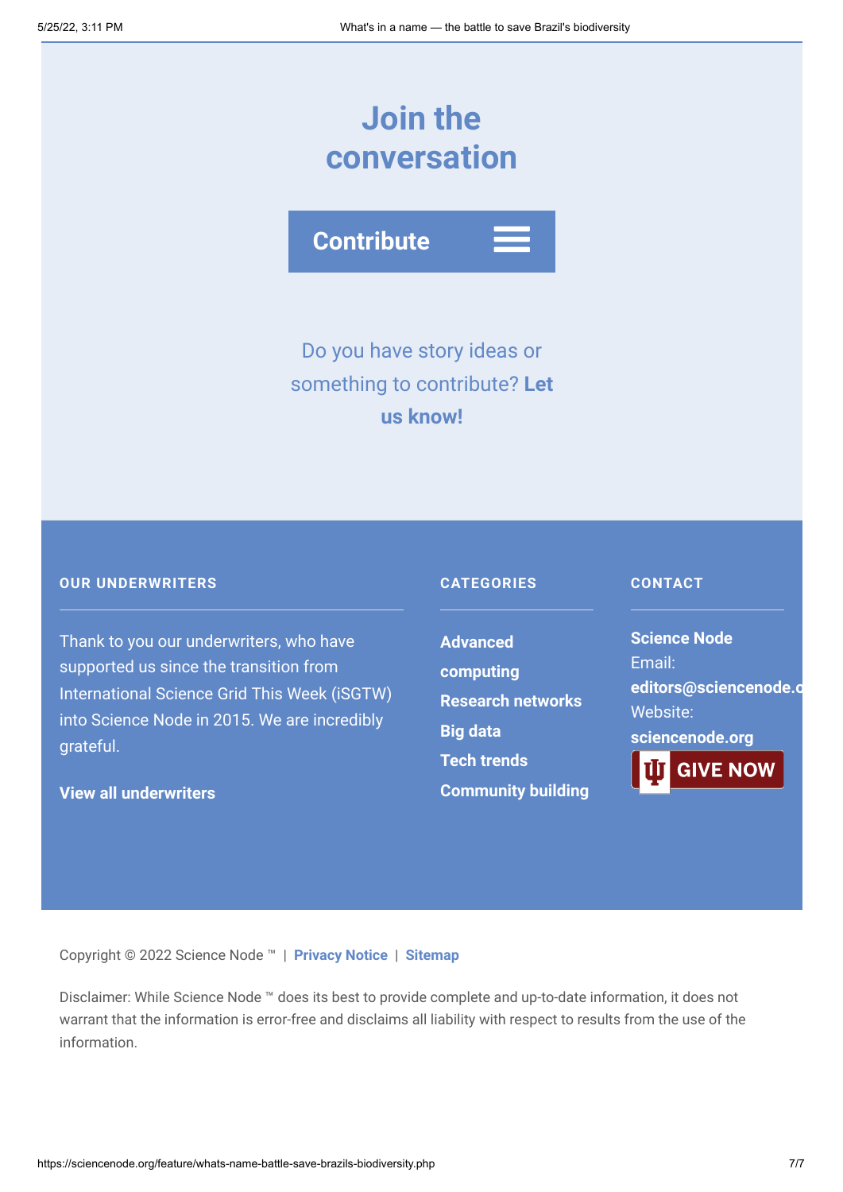## Join the conversation

**Contribute**

Do you have story ideas or something to contribute? **Let us know!**

### OUR UNDERWRITERS

Thank to you our underwriters, who have supported us since the transition from International Science Grid This Week (iSGTW) into Science Node in 2015. We are incredibly grateful.

**View all underwriters**

### CATEGORIES

- **Advanced computing**
- **Research networks**
- **Big data**
- **Tech trends**
- **Community building**

### CONTACT

**Science Node**
Email: **editors@sciencenode.o**
Website: **sciencenode.org**

**GIVE NOW**

Copyright © 2022 Science Node ™ | **Privacy Notice** | **Sitemap**

Disclaimer: While Science Node ™ does its best to provide complete and up-to-date information, it does not warrant that the information is error-free and disclaims all liability with respect to results from the use of the information.